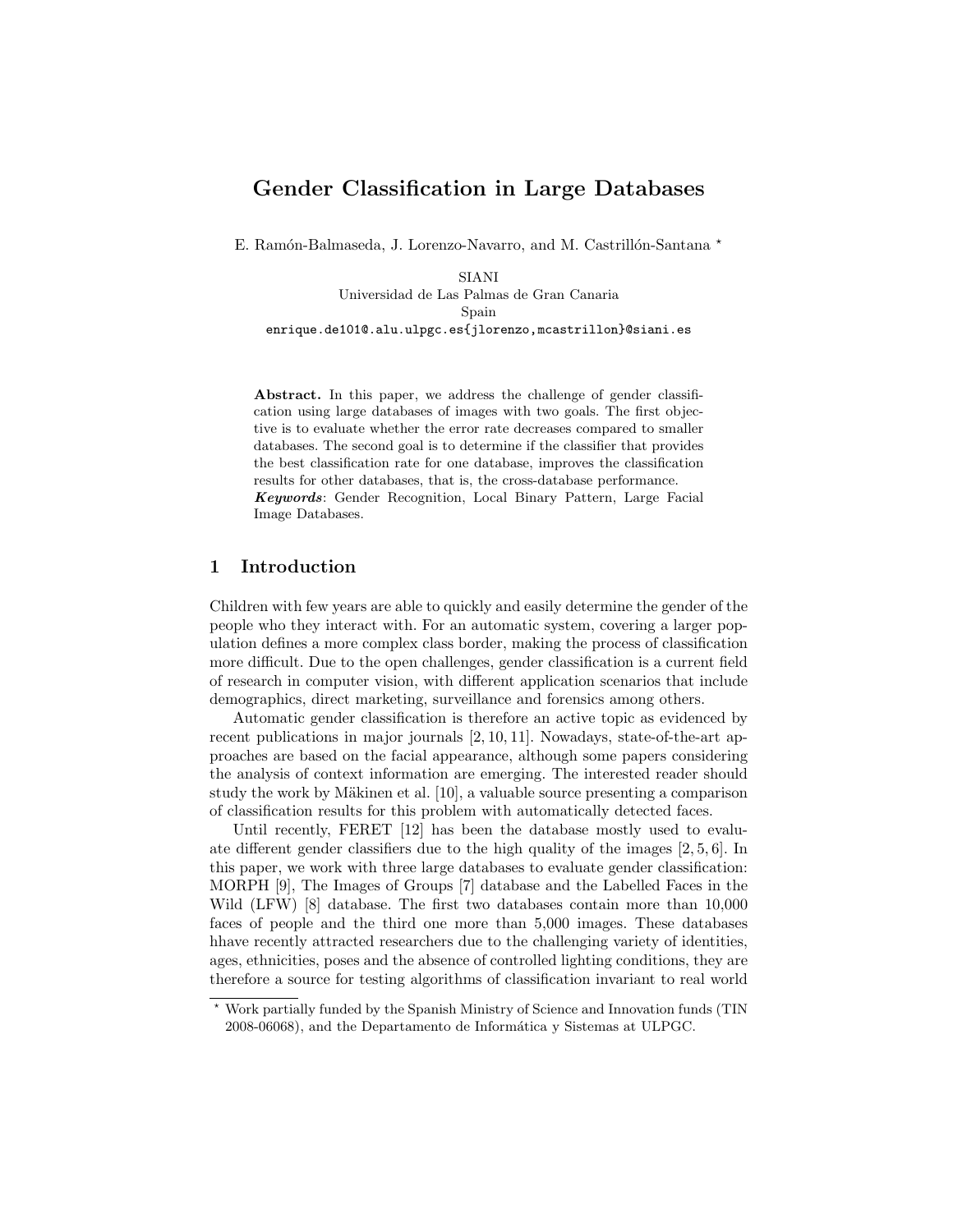# Gender Classification in Large Databases

E. Ramón-Balmaseda, J. Lorenzo-Navarro, and M. Castrillón-Santana *

SIANI
Universidad de Las Palmas de Gran Canaria
Spain
enrique.de101@.alu.ulpgc.es{jlorenzo,mcastrillon}@siani.es

**Abstract.** In this paper, we address the challenge of gender classification using large databases of images with two goals. The first objective is to evaluate whether the error rate decreases compared to smaller databases. The second goal is to determine if the classifier that provides the best classification rate for one database, improves the classification results for other databases, that is, the cross-database performance.
***Keywords***: Gender Recognition, Local Binary Pattern, Large Facial Image Databases.

## 1 Introduction

Children with few years are able to quickly and easily determine the gender of the people who they interact with. For an automatic system, covering a larger population defines a more complex class border, making the process of classification more difficult. Due to the open challenges, gender classification is a current field of research in computer vision, with different application scenarios that include demographics, direct marketing, surveillance and forensics among others.

Automatic gender classification is therefore an active topic as evidenced by recent publications in major journals [2, 10, 11]. Nowadays, state-of-the-art approaches are based on the facial appearance, although some papers considering the analysis of context information are emerging. The interested reader should study the work by Mäkinen et al. [10], a valuable source presenting a comparison of classification results for this problem with automatically detected faces.

Until recently, FERET [12] has been the database mostly used to evaluate different gender classifiers due to the high quality of the images [2, 5, 6]. In this paper, we work with three large databases to evaluate gender classification: MORPH [9], The Images of Groups [7] database and the Labelled Faces in the Wild (LFW) [8] database. The first two databases contain more than 10,000 faces of people and the third one more than 5,000 images. These databases hhave recently attracted researchers due to the challenging variety of identities, ages, ethnicities, poses and the absence of controlled lighting conditions, they are therefore a source for testing algorithms of classification invariant to real world

* Work partially funded by the Spanish Ministry of Science and Innovation funds (TIN 2008-06068), and the Departamento de Informática y Sistemas at ULPGC.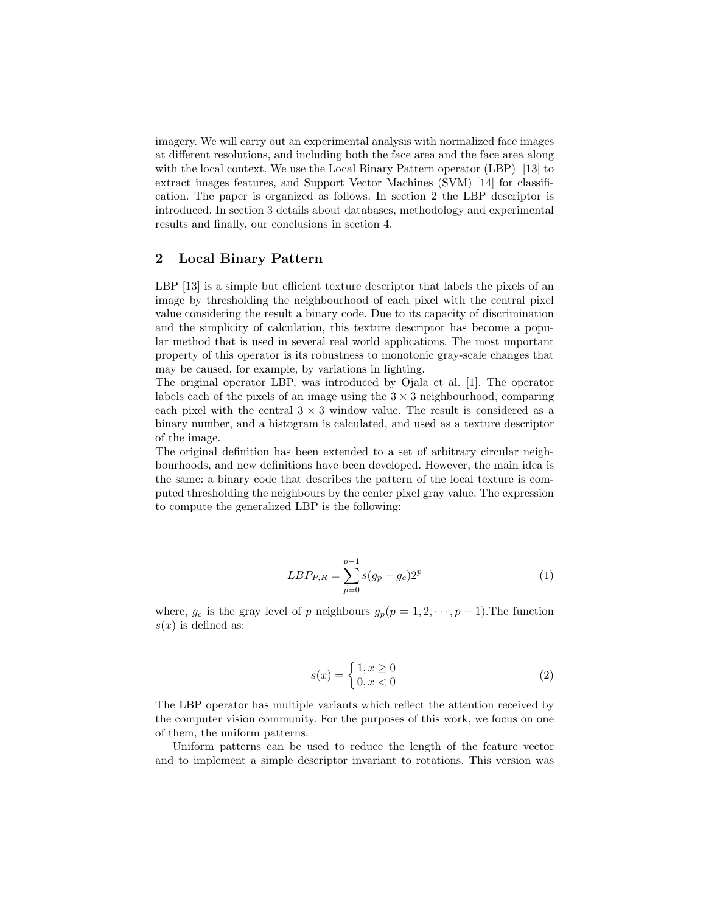imagery. We will carry out an experimental analysis with normalized face images at different resolutions, and including both the face area and the face area along with the local context. We use the Local Binary Pattern operator (LBP) [13] to extract images features, and Support Vector Machines (SVM) [14] for classification. The paper is organized as follows. In section 2 the LBP descriptor is introduced. In section 3 details about databases, methodology and experimental results and finally, our conclusions in section 4.

## 2 Local Binary Pattern

LBP [13] is a simple but efficient texture descriptor that labels the pixels of an image by thresholding the neighbourhood of each pixel with the central pixel value considering the result a binary code. Due to its capacity of discrimination and the simplicity of calculation, this texture descriptor has become a popular method that is used in several real world applications. The most important property of this operator is its robustness to monotonic gray-scale changes that may be caused, for example, by variations in lighting.
The original operator LBP, was introduced by Ojala et al. [1]. The operator labels each of the pixels of an image using the $3 \times 3$ neighbourhood, comparing each pixel with the central $3 \times 3$ window value. The result is considered as a binary number, and a histogram is calculated, and used as a texture descriptor of the image.
The original definition has been extended to a set of arbitrary circular neighbourhoods, and new definitions have been developed. However, the main idea is the same: a binary code that describes the pattern of the local texture is computed thresholding the neighbours by the center pixel gray value. The expression to compute the generalized LBP is the following:

$$LBP_{P,R} = \sum_{p=0}^{p-1} s(g_p - g_c)2^p \tag{1}$$

where, $g_c$ is the gray level of $p$ neighbours $g_p(p = 1, 2, \cdots, p-1)$.The function $s(x)$ is defined as:

$$s(x) = \begin{cases} 1, x \geq 0 \\ 0, x < 0 \end{cases} \tag{2}$$

The LBP operator has multiple variants which reflect the attention received by the computer vision community. For the purposes of this work, we focus on one of them, the uniform patterns.

Uniform patterns can be used to reduce the length of the feature vector and to implement a simple descriptor invariant to rotations. This version was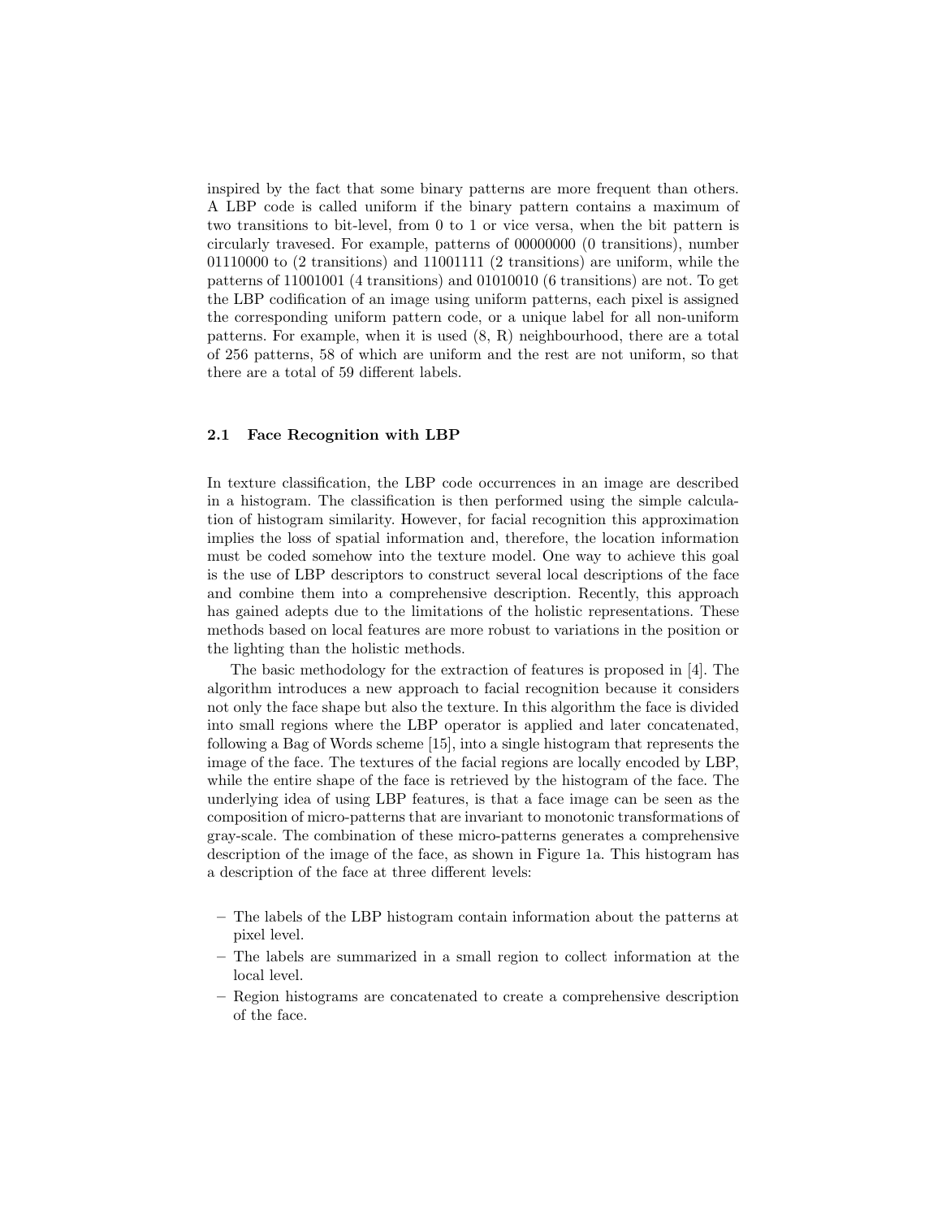inspired by the fact that some binary patterns are more frequent than others. A LBP code is called uniform if the binary pattern contains a maximum of two transitions to bit-level, from 0 to 1 or vice versa, when the bit pattern is circularly travesed. For example, patterns of 00000000 (0 transitions), number 01110000 to (2 transitions) and 11001111 (2 transitions) are uniform, while the patterns of 11001001 (4 transitions) and 01010010 (6 transitions) are not. To get the LBP codification of an image using uniform patterns, each pixel is assigned the corresponding uniform pattern code, or a unique label for all non-uniform patterns. For example, when it is used (8, R) neighbourhood, there are a total of 256 patterns, 58 of which are uniform and the rest are not uniform, so that there are a total of 59 different labels.

### 2.1 Face Recognition with LBP

In texture classification, the LBP code occurrences in an image are described in a histogram. The classification is then performed using the simple calculation of histogram similarity. However, for facial recognition this approximation implies the loss of spatial information and, therefore, the location information must be coded somehow into the texture model. One way to achieve this goal is the use of LBP descriptors to construct several local descriptions of the face and combine them into a comprehensive description. Recently, this approach has gained adepts due to the limitations of the holistic representations. These methods based on local features are more robust to variations in the position or the lighting than the holistic methods.

The basic methodology for the extraction of features is proposed in [4]. The algorithm introduces a new approach to facial recognition because it considers not only the face shape but also the texture. In this algorithm the face is divided into small regions where the LBP operator is applied and later concatenated, following a Bag of Words scheme [15], into a single histogram that represents the image of the face. The textures of the facial regions are locally encoded by LBP, while the entire shape of the face is retrieved by the histogram of the face. The underlying idea of using LBP features, is that a face image can be seen as the composition of micro-patterns that are invariant to monotonic transformations of gray-scale. The combination of these micro-patterns generates a comprehensive description of the image of the face, as shown in Figure 1a. This histogram has a description of the face at three different levels:

- The labels of the LBP histogram contain information about the patterns at pixel level.
- The labels are summarized in a small region to collect information at the local level.
- Region histograms are concatenated to create a comprehensive description of the face.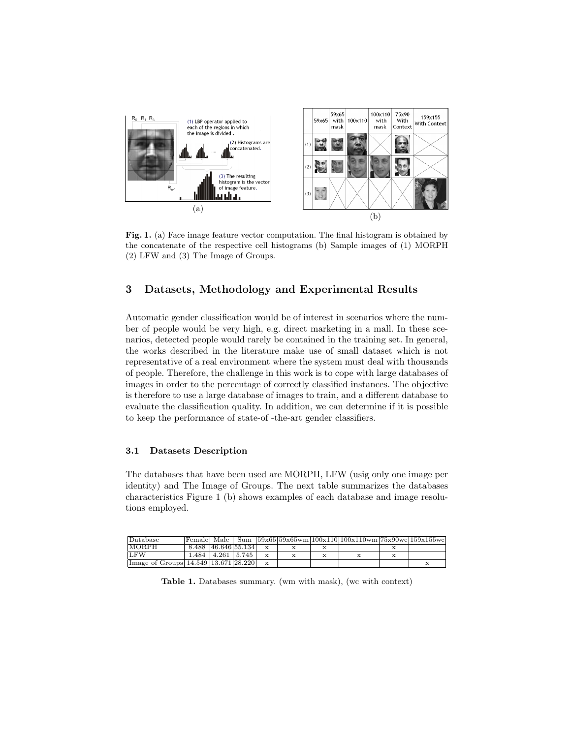**Fig. 1.** (a) Face image feature vector computation. The final histogram is obtained by the concatenate of the respective cell histograms (b) Sample images of (1) MORPH (2) LFW and (3) The Image of Groups.

## 3 Datasets, Methodology and Experimental Results

Automatic gender classification would be of interest in scenarios where the number of people would be very high, e.g. direct marketing in a mall. In these scenarios, detected people would rarely be contained in the training set. In general, the works described in the literature make use of small dataset which is not representative of a real environment where the system must deal with thousands of people. Therefore, the challenge in this work is to cope with large databases of images in order to the percentage of correctly classified instances. The objective is therefore to use a large database of images to train, and a different database to evaluate the classification quality. In addition, we can determine if it is possible to keep the performance of state-of -the-art gender classifiers.

### 3.1 Datasets Description

The databases that have been used are MORPH, LFW (usig only one image per identity) and The Image of Groups. The next table summarizes the databases characteristics Figure 1 (b) shows examples of each database and image resolutions employed.

| Database | Female | Male | Sum | 59x65 | 59x65wm | 100x110 | 100x110wm | 75x90wc | 159x155wc |
|---|---|---|---|---|---|---|---|---|---|
| MORPH | 8.488 | 46.646 | 55.134 | x | x | x | | x | |
| LFW | 1.484 | 4.261 | 5.745 | x | x | x | x | x | |
| Image of Groups | 14.549 | 13.671 | 28.220 | x | | | | | x |

**Table 1.** Databases summary. (wm with mask), (wc with context)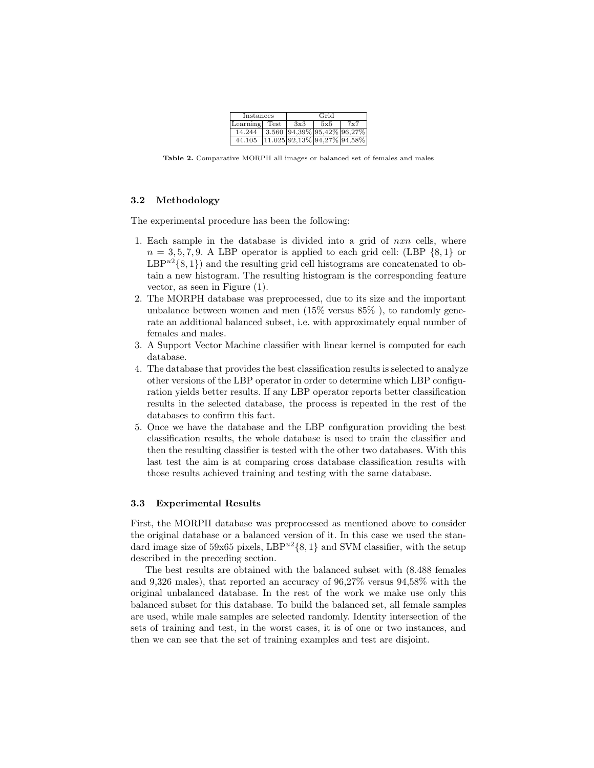| Instances | | Grid | | |
|---|---|---|---|---|
| Learning | Test | 3x3 | 5x5 | 7x7 |
| 14.244 | 3.560 | 94,39% | 95,42% | 96,27% |
| 44.105 | 11.025 | 92,13% | 94,27% | 94,58% |

**Table 2.** Comparative MORPH all images or balanced set of females and males

### 3.2 Methodology

The experimental procedure has been the following:

1. Each sample in the database is divided into a grid of $nxn$ cells, where $n = 3, 5, 7, 9$. A LBP operator is applied to each grid cell: (LBP $\{8, 1\}$ or LBP$^{u2}\{8, 1\}$) and the resulting grid cell histograms are concatenated to obtain a new histogram. The resulting histogram is the corresponding feature vector, as seen in Figure (1).
2. The MORPH database was preprocessed, due to its size and the important unbalance between women and men (15% versus 85% ), to randomly generate an additional balanced subset, i.e. with approximately equal number of females and males.
3. A Support Vector Machine classifier with linear kernel is computed for each database.
4. The database that provides the best classification results is selected to analyze other versions of the LBP operator in order to determine which LBP configuration yields better results. If any LBP operator reports better classification results in the selected database, the process is repeated in the rest of the databases to confirm this fact.
5. Once we have the database and the LBP configuration providing the best classification results, the whole database is used to train the classifier and then the resulting classifier is tested with the other two databases. With this last test the aim is at comparing cross database classification results with those results achieved training and testing with the same database.

### 3.3 Experimental Results

First, the MORPH database was preprocessed as mentioned above to consider the original database or a balanced version of it. In this case we used the standard image size of 59x65 pixels, LBP$^{u2}\{8, 1\}$ and SVM classifier, with the setup described in the preceding section.

The best results are obtained with the balanced subset with (8.488 females and 9,326 males), that reported an accuracy of 96,27% versus 94,58% with the original unbalanced database. In the rest of the work we make use only this balanced subset for this database. To build the balanced set, all female samples are used, while male samples are selected randomly. Identity intersection of the sets of training and test, in the worst cases, it is of one or two instances, and then we can see that the set of training examples and test are disjoint.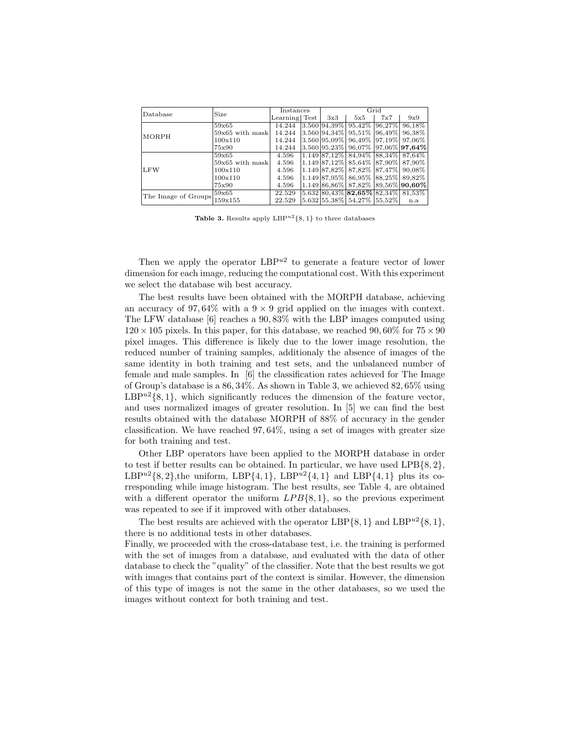| Database | Size | Instances | | Grid | | | |
|---|---|---|---|---|---|---|---|
| | | Learning | Test | 3x3 | 5x5 | 7x7 | 9x9 |
| MORPH | 59x65 | 14.244 | 3.560 | 94,39% | 95,42% | 96,27% | 96,18% |
| | 59x65 with mask | 14.244 | 3.560 | 94,34% | 95,51% | 96,49% | 96,38% |
| | 100x110 | 14.244 | 3.560 | 95,09% | 96,49% | 97,19% | 97,06% |
| | 75x90 | 14.244 | 3.560 | 95,23% | 96,07% | 97,06% | **97,64%** |
| LFW | 59x65 | 4.596 | 1.149 | 87,12% | 84,94% | 88,34% | 87,64% |
| | 59x65 with mask | 4.596 | 1.149 | 87,12% | 85,64% | 87,90% | 87,90% |
| | 100x110 | 4.596 | 1.149 | 87,82% | 87,82% | 87,47% | 90,08% |
| | 100x110 | 4.596 | 1.149 | 87,95% | 86,95% | 88,25% | 89,82% |
| | 75x90 | 4.596 | 1.149 | 86,86% | 87,82% | 89,56% | **90,60%** |
| The Image of Groups | 59x65 | 22.529 | 5.632 | 80,43% | **82,65%** | 82,34% | 81,53% |
| | 159x155 | 22.529 | 5.632 | 55,38% | 54,27% | 55,52% | n.a |

**Table 3.** Results apply $\text{LBP}^{u2}\{8,1\}$ to three databases

Then we apply the operator $\text{LBP}^{u2}$ to generate a feature vector of lower dimension for each image, reducing the computational cost. With this experiment we select the database wih best accuracy.

The best results have been obtained with the MORPH database, achieving an accuracy of 97,64% with a $9 \times 9$ grid applied on the images with context. The LFW database [6] reaches a 90,83% with the LBP images computed using $120 \times 105$ pixels. In this paper, for this database, we reached 90,60% for $75 \times 90$ pixel images. This difference is likely due to the lower image resolution, the reduced number of training samples, additionaly the absence of images of the same identity in both training and test sets, and the unbalanced number of female and male samples. In [6] the classification rates achieved for The Image of Group's database is a 86,34%. As shown in Table 3, we achieved 82,65% using $\text{LBP}^{u2}\{8,1\}$, which significantly reduces the dimension of the feature vector, and uses normalized images of greater resolution. In [5] we can find the best results obtained with the database MORPH of 88% of accuracy in the gender classification. We have reached 97,64%, using a set of images with greater size for both training and test.

Other LBP operators have been applied to the MORPH database in order to test if better results can be obtained. In particular, we have used $\text{LPB}\{8,2\}$, $\text{LBP}^{u2}\{8,2\}$,the uniform, $\text{LBP}\{4,1\}$, $\text{LBP}^{u2}\{4,1\}$ and $\text{LBP}\{4,1\}$ plus its corresponding while image histogram. The best results, see Table 4, are obtained with a different operator the uniform $LPB\{8,1\}$, so the previous experiment was repeated to see if it improved with other databases.

The best results are achieved with the operator $\text{LBP}\{8,1\}$ and $\text{LBP}^{u2}\{8,1\}$, there is no additional tests in other databases.

Finally, we proceeded with the cross-database test, i.e. the training is performed with the set of images from a database, and evaluated with the data of other database to check the "quality" of the classifier. Note that the best results we got with images that contains part of the context is similar. However, the dimension of this type of images is not the same in the other databases, so we used the images without context for both training and test.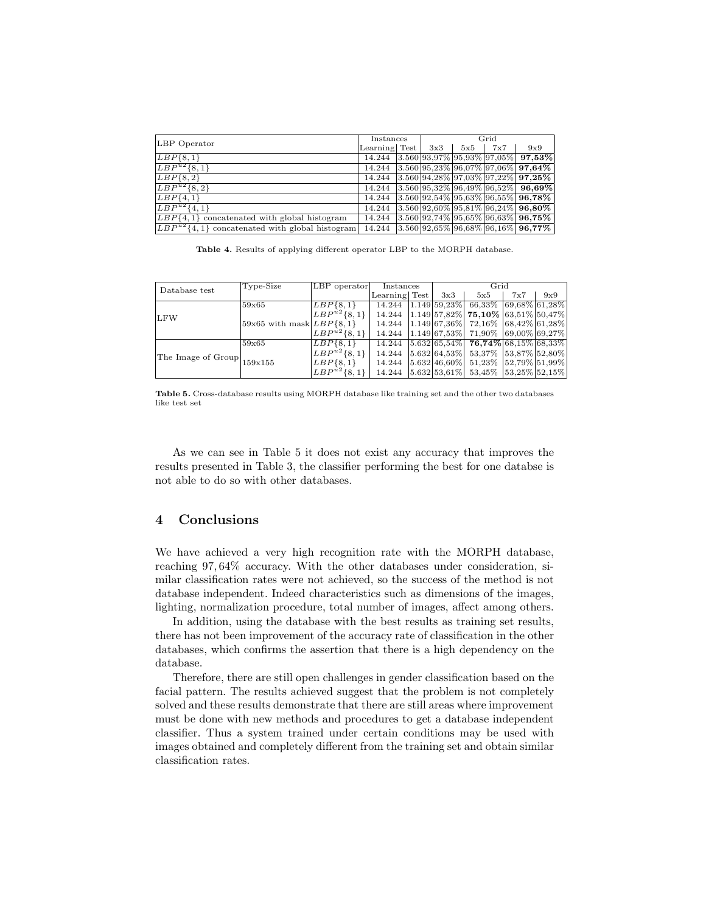| LBP Operator | Instances | | Grid | | | |
|---|---|---|---|---|---|---|
| | Learning | Test | 3x3 | 5x5 | 7x7 | 9x9 |
| $LBP\{8,1\}$ | 14.244 | 3.560 | 93,97% | 95,93% | 97,05% | **97,53%** |
| $LBP^{u2}\{8,1\}$ | 14.244 | 3.560 | 95,23% | 96,07% | 97,06% | **97,64%** |
| $LBP\{8,2\}$ | 14.244 | 3.560 | 94,28% | 97,03% | 97,22% | **97,25%** |
| $LBP^{u2}\{8,2\}$ | 14.244 | 3.560 | 95,32% | 96,49% | 96,52% | **96,69%** |
| $LBP\{4,1\}$ | 14.244 | 3.560 | 92,54% | 95,63% | 96,55% | **96,78%** |
| $LBP^{u2}\{4,1\}$ | 14.244 | 3.560 | 92,60% | 95,81% | 96,24% | **96,80%** |
| $LBP\{4,1\}$ concatenated with global histogram | 14.244 | 3.560 | 92,74% | 95,65% | 96,63% | **96,75%** |
| $LBP^{u2}\{4,1\}$ concatenated with global histogram | 14.244 | 3.560 | 92,65% | 96,68% | 96,16% | **96,77%** |

**Table 4.** Results of applying different operator LBP to the MORPH database.

| Database test | Type-Size | LBP operator | Instances | | Grid | | | |
|---|---|---|---|---|---|---|---|---|
| | | | Learning | Test | 3x3 | 5x5 | 7x7 | 9x9 |
| LFW | 59x65 | $LBP\{8,1\}$ | 14.244 | 1.149 | 59,23% | 66,33% | 69,68% | 61,28% |
| | | $LBP^{u2}\{8,1\}$ | 14.244 | 1.149 | 57,82% | **75,10%** | 63,51% | 50,47% |
| | 59x65 with mask | $LBP\{8,1\}$ | 14.244 | 1.149 | 67,36% | 72,16% | 68,42% | 61,28% |
| | | $LBP^{u2}\{8,1\}$ | 14.244 | 1.149 | 67,53% | 71,90% | 69,00% | 69,27% |
| The Image of Group | 59x65 | $LBP\{8,1\}$ | 14.244 | 5.632 | 65,54% | **76,74%** | 68,15% | 68,33% |
| | | $LBP^{u2}\{8,1\}$ | 14.244 | 5.632 | 64,53% | 53,37% | 53,87% | 52,80% |
| | 159x155 | $LBP\{8,1\}$ | 14.244 | 5.632 | 46,60% | 51,23% | 52,79% | 51,99% |
| | | $LBP^{u2}\{8,1\}$ | 14.244 | 5.632 | 53,61% | 53,45% | 53,25% | 52,15% |

**Table 5.** Cross-database results using MORPH database like training set and the other two databases like test set

As we can see in Table 5 it does not exist any accuracy that improves the results presented in Table 3, the classifier performing the best for one databse is not able to do so with other databases.

## 4 Conclusions

We have achieved a very high recognition rate with the MORPH database, reaching 97,64% accuracy. With the other databases under consideration, similar classification rates were not achieved, so the success of the method is not database independent. Indeed characteristics such as dimensions of the images, lighting, normalization procedure, total number of images, affect among others.

In addition, using the database with the best results as training set results, there has not been improvement of the accuracy rate of classification in the other databases, which confirms the assertion that there is a high dependency on the database.

Therefore, there are still open challenges in gender classification based on the facial pattern. The results achieved suggest that the problem is not completely solved and these results demonstrate that there are still areas where improvement must be done with new methods and procedures to get a database independent classifier. Thus a system trained under certain conditions may be used with images obtained and completely different from the training set and obtain similar classification rates.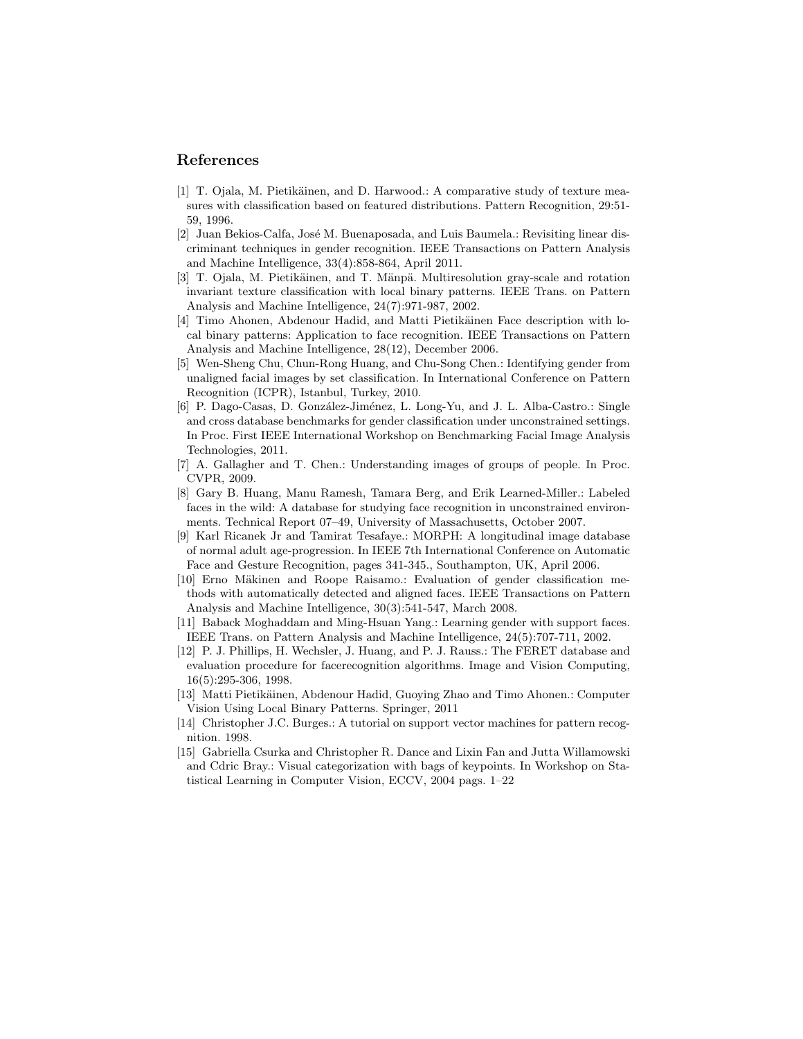## References

[1] T. Ojala, M. Pietikäinen, and D. Harwood.: A comparative study of texture measures with classification based on featured distributions. Pattern Recognition, 29:51-59, 1996.

[2] Juan Bekios-Calfa, José M. Buenaposada, and Luis Baumela.: Revisiting linear discriminant techniques in gender recognition. IEEE Transactions on Pattern Analysis and Machine Intelligence, 33(4):858-864, April 2011.

[3] T. Ojala, M. Pietikäinen, and T. Mänpä. Multiresolution gray-scale and rotation invariant texture classification with local binary patterns. IEEE Trans. on Pattern Analysis and Machine Intelligence, 24(7):971-987, 2002.

[4] Timo Ahonen, Abdenour Hadid, and Matti Pietikäinen Face description with local binary patterns: Application to face recognition. IEEE Transactions on Pattern Analysis and Machine Intelligence, 28(12), December 2006.

[5] Wen-Sheng Chu, Chun-Rong Huang, and Chu-Song Chen.: Identifying gender from unaligned facial images by set classification. In International Conference on Pattern Recognition (ICPR), Istanbul, Turkey, 2010.

[6] P. Dago-Casas, D. González-Jiménez, L. Long-Yu, and J. L. Alba-Castro.: Single and cross database benchmarks for gender classification under unconstrained settings. In Proc. First IEEE International Workshop on Benchmarking Facial Image Analysis Technologies, 2011.

[7] A. Gallagher and T. Chen.: Understanding images of groups of people. In Proc. CVPR, 2009.

[8] Gary B. Huang, Manu Ramesh, Tamara Berg, and Erik Learned-Miller.: Labeled faces in the wild: A database for studying face recognition in unconstrained environments. Technical Report 07–49, University of Massachusetts, October 2007.

[9] Karl Ricanek Jr and Tamirat Tesafaye.: MORPH: A longitudinal image database of normal adult age-progression. In IEEE 7th International Conference on Automatic Face and Gesture Recognition, pages 341-345., Southampton, UK, April 2006.

[10] Erno Mäkinen and Roope Raisamo.: Evaluation of gender classification methods with automatically detected and aligned faces. IEEE Transactions on Pattern Analysis and Machine Intelligence, 30(3):541-547, March 2008.

[11] Baback Moghaddam and Ming-Hsuan Yang.: Learning gender with support faces. IEEE Trans. on Pattern Analysis and Machine Intelligence, 24(5):707-711, 2002.

[12] P. J. Phillips, H. Wechsler, J. Huang, and P. J. Rauss.: The FERET database and evaluation procedure for facerecognition algorithms. Image and Vision Computing, 16(5):295-306, 1998.

[13] Matti Pietikäinen, Abdenour Hadid, Guoying Zhao and Timo Ahonen.: Computer Vision Using Local Binary Patterns. Springer, 2011

[14] Christopher J.C. Burges.: A tutorial on support vector machines for pattern recognition. 1998.

[15] Gabriella Csurka and Christopher R. Dance and Lixin Fan and Jutta Willamowski and Cdric Bray.: Visual categorization with bags of keypoints. In Workshop on Statistical Learning in Computer Vision, ECCV, 2004 pags. 1–22